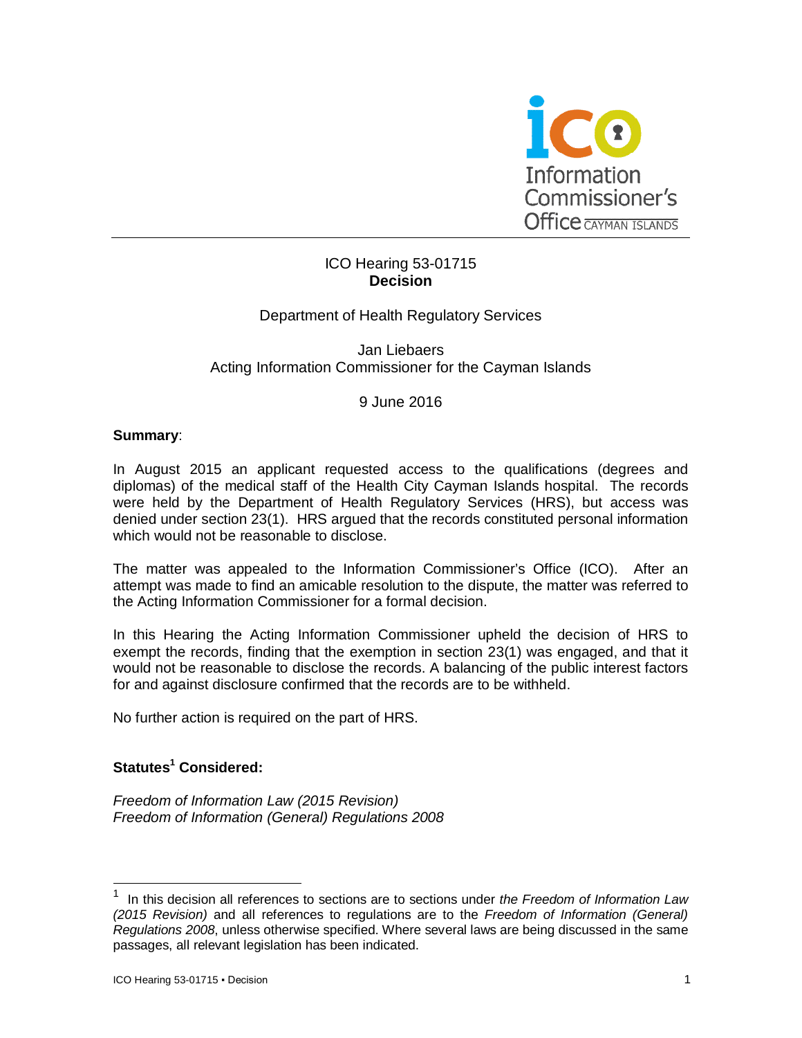ICO Hearing 53-01715
**Decision**

Department of Health Regulatory Services

Jan Liebaers
Acting Information Commissioner for the Cayman Islands

9 June 2016

**Summary**:

In August 2015 an applicant requested access to the qualifications (degrees and diplomas) of the medical staff of the Health City Cayman Islands hospital. The records were held by the Department of Health Regulatory Services (HRS), but access was denied under section 23(1). HRS argued that the records constituted personal information which would not be reasonable to disclose.

The matter was appealed to the Information Commissioner's Office (ICO). After an attempt was made to find an amicable resolution to the dispute, the matter was referred to the Acting Information Commissioner for a formal decision.

In this Hearing the Acting Information Commissioner upheld the decision of HRS to exempt the records, finding that the exemption in section 23(1) was engaged, and that it would not be reasonable to disclose the records. A balancing of the public interest factors for and against disclosure confirmed that the records are to be withheld.

No further action is required on the part of HRS.

**Statutes[1] Considered:**

*Freedom of Information Law (2015 Revision)*
*Freedom of Information (General) Regulations 2008*

---

[1] In this decision all references to sections are to sections under *the Freedom of Information Law (2015 Revision)* and all references to regulations are to the *Freedom of Information (General) Regulations 2008*, unless otherwise specified. Where several laws are being discussed in the same passages, all relevant legislation has been indicated.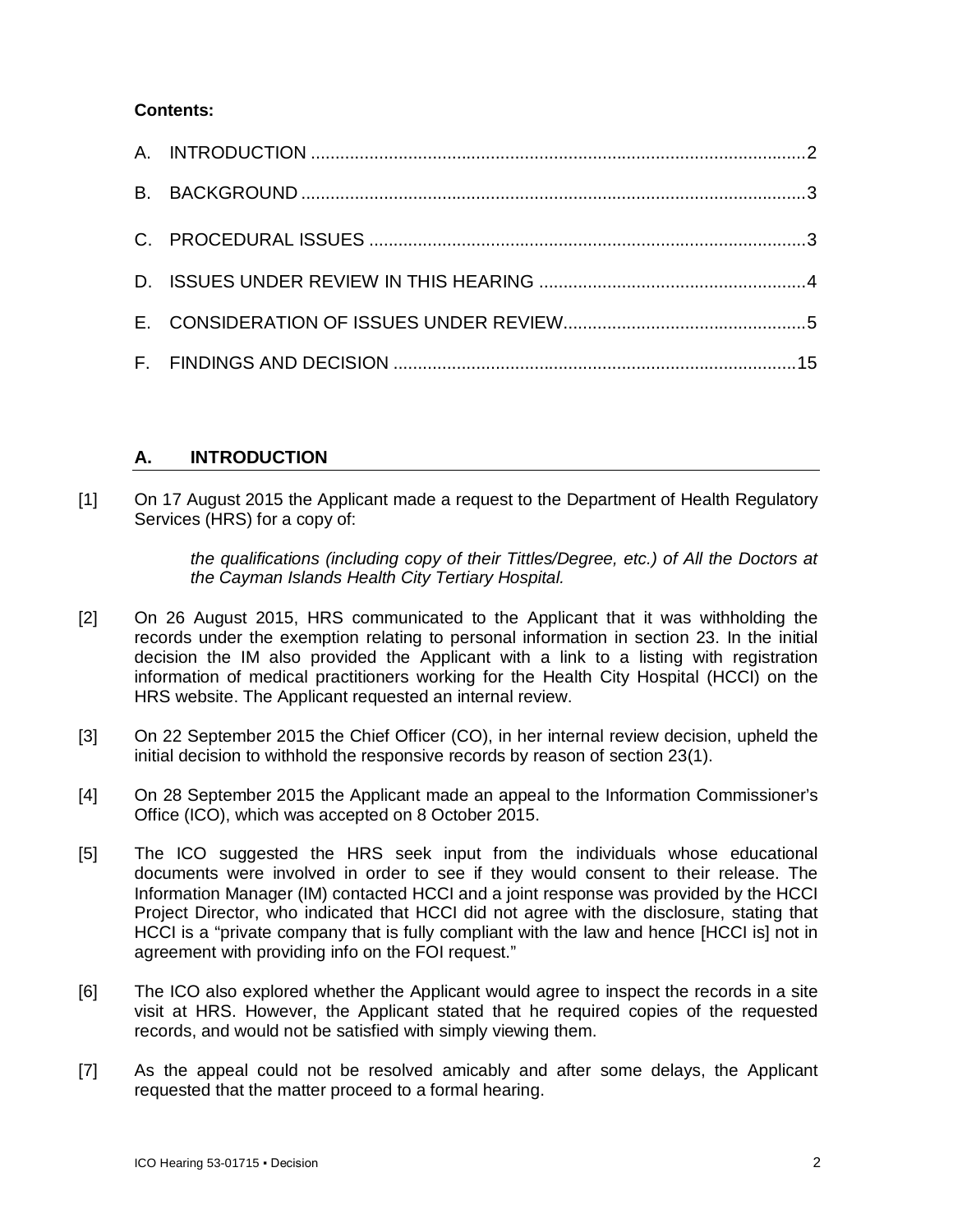**Contents:**

A. INTRODUCTION .....................................................................................................2

B. BACKGROUND .......................................................................................................3

C. PROCEDURAL ISSUES .........................................................................................3

D. ISSUES UNDER REVIEW IN THIS HEARING .......................................................4

E. CONSIDERATION OF ISSUES UNDER REVIEW..................................................5

F. FINDINGS AND DECISION ..................................................................................15

## A. INTRODUCTION

[1] On 17 August 2015 the Applicant made a request to the Department of Health Regulatory Services (HRS) for a copy of:

> *the qualifications (including copy of their Tittles/Degree, etc.) of All the Doctors at the Cayman Islands Health City Tertiary Hospital.*

[2] On 26 August 2015, HRS communicated to the Applicant that it was withholding the records under the exemption relating to personal information in section 23. In the initial decision the IM also provided the Applicant with a link to a listing with registration information of medical practitioners working for the Health City Hospital (HCCI) on the HRS website. The Applicant requested an internal review.

[3] On 22 September 2015 the Chief Officer (CO), in her internal review decision, upheld the initial decision to withhold the responsive records by reason of section 23(1).

[4] On 28 September 2015 the Applicant made an appeal to the Information Commissioner's Office (ICO), which was accepted on 8 October 2015.

[5] The ICO suggested the HRS seek input from the individuals whose educational documents were involved in order to see if they would consent to their release. The Information Manager (IM) contacted HCCI and a joint response was provided by the HCCI Project Director, who indicated that HCCI did not agree with the disclosure, stating that HCCI is a "private company that is fully compliant with the law and hence [HCCI is] not in agreement with providing info on the FOI request."

[6] The ICO also explored whether the Applicant would agree to inspect the records in a site visit at HRS. However, the Applicant stated that he required copies of the requested records, and would not be satisfied with simply viewing them.

[7] As the appeal could not be resolved amicably and after some delays, the Applicant requested that the matter proceed to a formal hearing.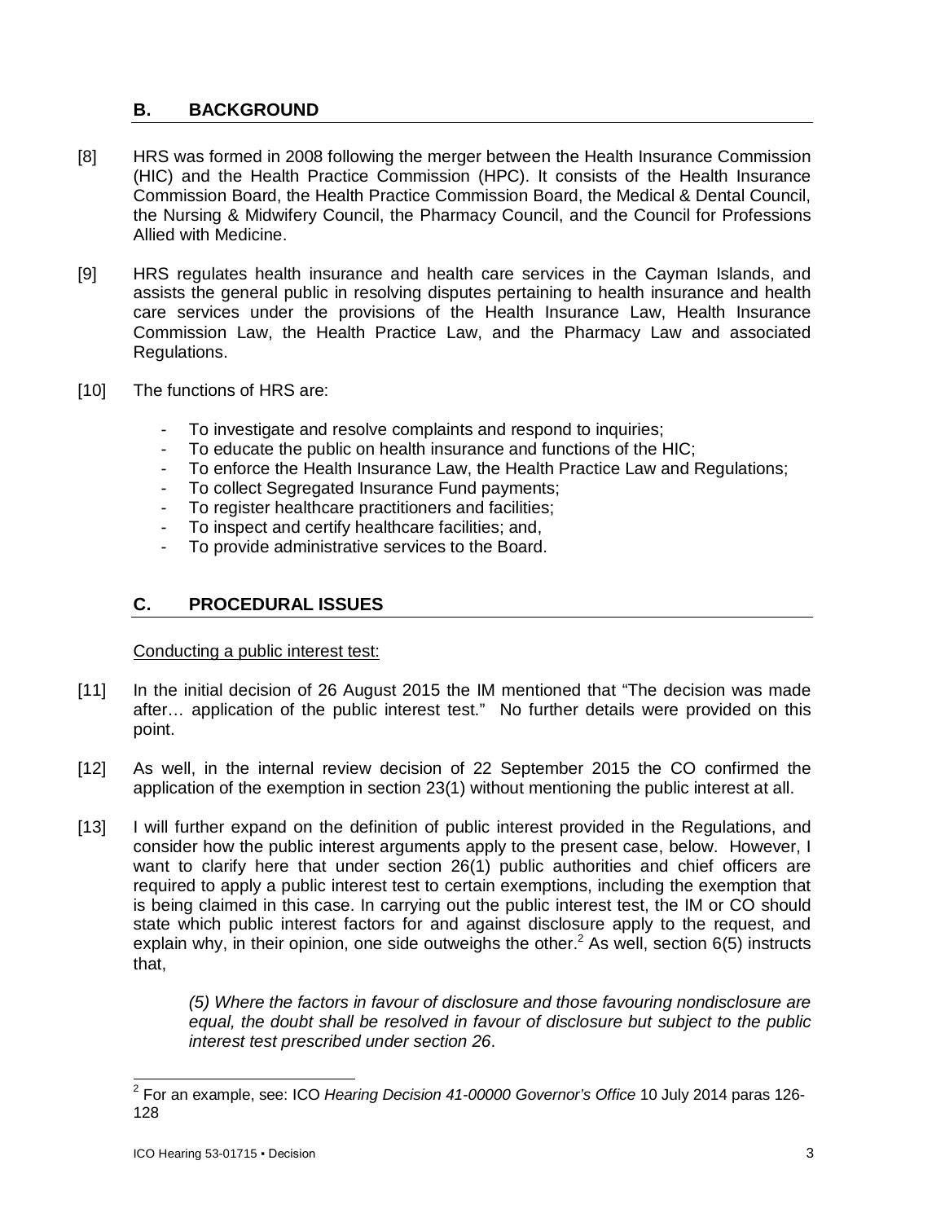## B. BACKGROUND

[8] HRS was formed in 2008 following the merger between the Health Insurance Commission (HIC) and the Health Practice Commission (HPC). It consists of the Health Insurance Commission Board, the Health Practice Commission Board, the Medical & Dental Council, the Nursing & Midwifery Council, the Pharmacy Council, and the Council for Professions Allied with Medicine.

[9] HRS regulates health insurance and health care services in the Cayman Islands, and assists the general public in resolving disputes pertaining to health insurance and health care services under the provisions of the Health Insurance Law, Health Insurance Commission Law, the Health Practice Law, and the Pharmacy Law and associated Regulations.

[10] The functions of HRS are:

- To investigate and resolve complaints and respond to inquiries;
- To educate the public on health insurance and functions of the HIC;
- To enforce the Health Insurance Law, the Health Practice Law and Regulations;
- To collect Segregated Insurance Fund payments;
- To register healthcare practitioners and facilities;
- To inspect and certify healthcare facilities; and,
- To provide administrative services to the Board.

## C. PROCEDURAL ISSUES

Conducting a public interest test:

[11] In the initial decision of 26 August 2015 the IM mentioned that "The decision was made after… application of the public interest test." No further details were provided on this point.

[12] As well, in the internal review decision of 22 September 2015 the CO confirmed the application of the exemption in section 23(1) without mentioning the public interest at all.

[13] I will further expand on the definition of public interest provided in the Regulations, and consider how the public interest arguments apply to the present case, below. However, I want to clarify here that under section 26(1) public authorities and chief officers are required to apply a public interest test to certain exemptions, including the exemption that is being claimed in this case. In carrying out the public interest test, the IM or CO should state which public interest factors for and against disclosure apply to the request, and explain why, in their opinion, one side outweighs the other.[2] As well, section 6(5) instructs that,

> *(5) Where the factors in favour of disclosure and those favouring nondisclosure are equal, the doubt shall be resolved in favour of disclosure but subject to the public interest test prescribed under section 26*.

[2] For an example, see: ICO *Hearing Decision 41-00000 Governor's Office* 10 July 2014 paras 126-128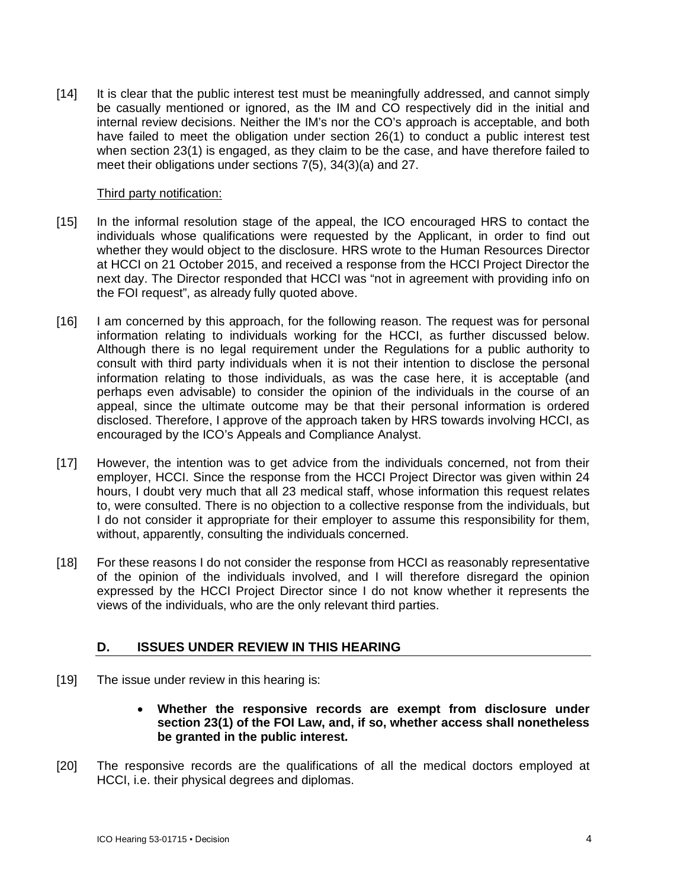[14] It is clear that the public interest test must be meaningfully addressed, and cannot simply be casually mentioned or ignored, as the IM and CO respectively did in the initial and internal review decisions. Neither the IM's nor the CO's approach is acceptable, and both have failed to meet the obligation under section 26(1) to conduct a public interest test when section 23(1) is engaged, as they claim to be the case, and have therefore failed to meet their obligations under sections 7(5), 34(3)(a) and 27.

<u>Third party notification:</u>

[15] In the informal resolution stage of the appeal, the ICO encouraged HRS to contact the individuals whose qualifications were requested by the Applicant, in order to find out whether they would object to the disclosure. HRS wrote to the Human Resources Director at HCCI on 21 October 2015, and received a response from the HCCI Project Director the next day. The Director responded that HCCI was "not in agreement with providing info on the FOI request", as already fully quoted above.

[16] I am concerned by this approach, for the following reason. The request was for personal information relating to individuals working for the HCCI, as further discussed below. Although there is no legal requirement under the Regulations for a public authority to consult with third party individuals when it is not their intention to disclose the personal information relating to those individuals, as was the case here, it is acceptable (and perhaps even advisable) to consider the opinion of the individuals in the course of an appeal, since the ultimate outcome may be that their personal information is ordered disclosed. Therefore, I approve of the approach taken by HRS towards involving HCCI, as encouraged by the ICO's Appeals and Compliance Analyst.

[17] However, the intention was to get advice from the individuals concerned, not from their employer, HCCI. Since the response from the HCCI Project Director was given within 24 hours, I doubt very much that all 23 medical staff, whose information this request relates to, were consulted. There is no objection to a collective response from the individuals, but I do not consider it appropriate for their employer to assume this responsibility for them, without, apparently, consulting the individuals concerned.

[18] For these reasons I do not consider the response from HCCI as reasonably representative of the opinion of the individuals involved, and I will therefore disregard the opinion expressed by the HCCI Project Director since I do not know whether it represents the views of the individuals, who are the only relevant third parties.

## D. ISSUES UNDER REVIEW IN THIS HEARING

[19] The issue under review in this hearing is:

- **Whether the responsive records are exempt from disclosure under section 23(1) of the FOI Law, and, if so, whether access shall nonetheless be granted in the public interest.**

[20] The responsive records are the qualifications of all the medical doctors employed at HCCI, i.e. their physical degrees and diplomas.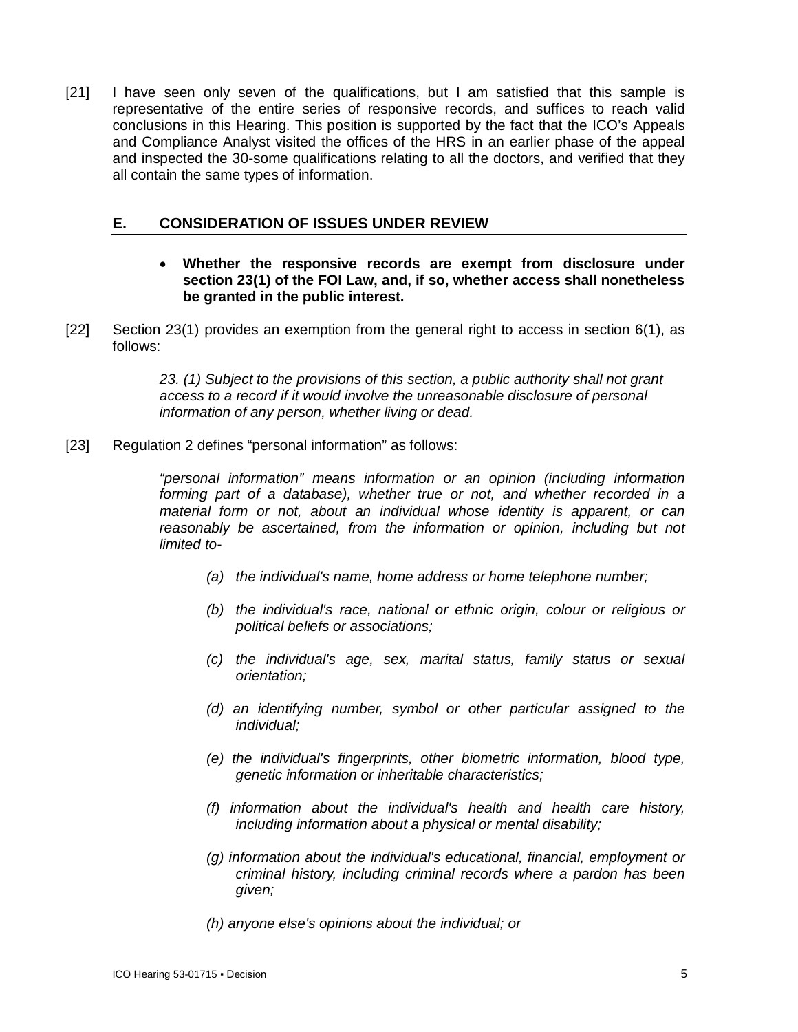[21] I have seen only seven of the qualifications, but I am satisfied that this sample is representative of the entire series of responsive records, and suffices to reach valid conclusions in this Hearing. This position is supported by the fact that the ICO's Appeals and Compliance Analyst visited the offices of the HRS in an earlier phase of the appeal and inspected the 30-some qualifications relating to all the doctors, and verified that they all contain the same types of information.

## E. CONSIDERATION OF ISSUES UNDER REVIEW

- **Whether the responsive records are exempt from disclosure under section 23(1) of the FOI Law, and, if so, whether access shall nonetheless be granted in the public interest.**

[22] Section 23(1) provides an exemption from the general right to access in section 6(1), as follows:

> *23. (1) Subject to the provisions of this section, a public authority shall not grant access to a record if it would involve the unreasonable disclosure of personal information of any person, whether living or dead.*

[23] Regulation 2 defines "personal information" as follows:

> *"personal information" means information or an opinion (including information forming part of a database), whether true or not, and whether recorded in a material form or not, about an individual whose identity is apparent, or can reasonably be ascertained, from the information or opinion, including but not limited to-*
>
> *(a) the individual's name, home address or home telephone number;*
>
> *(b) the individual's race, national or ethnic origin, colour or religious or political beliefs or associations;*
>
> *(c) the individual's age, sex, marital status, family status or sexual orientation;*
>
> *(d) an identifying number, symbol or other particular assigned to the individual;*
>
> *(e) the individual's fingerprints, other biometric information, blood type, genetic information or inheritable characteristics;*
>
> *(f) information about the individual's health and health care history, including information about a physical or mental disability;*
>
> *(g) information about the individual's educational, financial, employment or criminal history, including criminal records where a pardon has been given;*
>
> *(h) anyone else's opinions about the individual; or*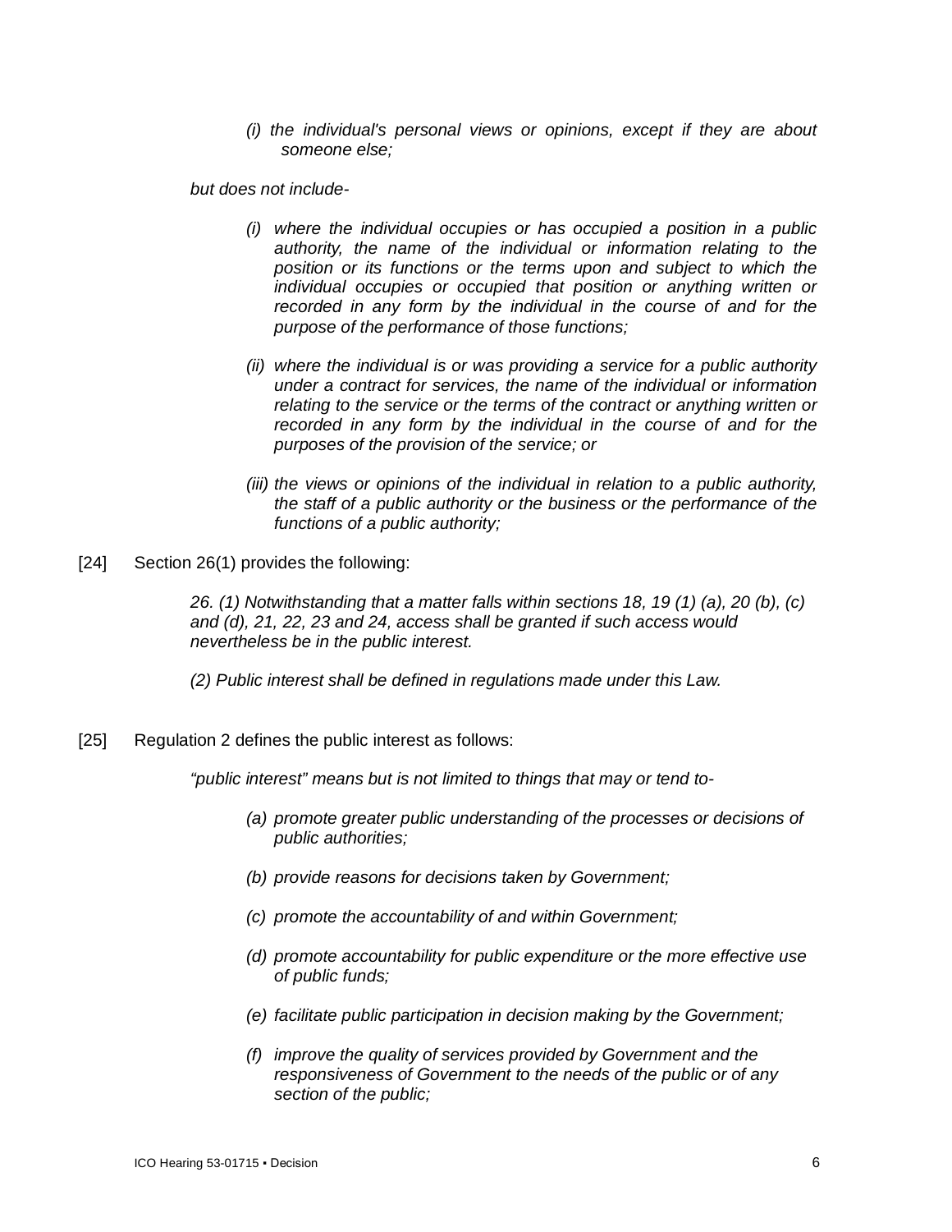> *(i) the individual's personal views or opinions, except if they are about someone else;*

*but does not include-*

> *(i) where the individual occupies or has occupied a position in a public authority, the name of the individual or information relating to the position or its functions or the terms upon and subject to which the individual occupies or occupied that position or anything written or recorded in any form by the individual in the course of and for the purpose of the performance of those functions;*
>
> *(ii) where the individual is or was providing a service for a public authority under a contract for services, the name of the individual or information relating to the service or the terms of the contract or anything written or recorded in any form by the individual in the course of and for the purposes of the provision of the service; or*
>
> *(iii) the views or opinions of the individual in relation to a public authority, the staff of a public authority or the business or the performance of the functions of a public authority;*

[24] Section 26(1) provides the following:

> *26. (1) Notwithstanding that a matter falls within sections 18, 19 (1) (a), 20 (b), (c) and (d), 21, 22, 23 and 24, access shall be granted if such access would nevertheless be in the public interest.*
>
> *(2) Public interest shall be defined in regulations made under this Law.*

[25] Regulation 2 defines the public interest as follows:

> *"public interest" means but is not limited to things that may or tend to-*
>
> *(a) promote greater public understanding of the processes or decisions of public authorities;*
>
> *(b) provide reasons for decisions taken by Government;*
>
> *(c) promote the accountability of and within Government;*
>
> *(d) promote accountability for public expenditure or the more effective use of public funds;*
>
> *(e) facilitate public participation in decision making by the Government;*
>
> *(f) improve the quality of services provided by Government and the responsiveness of Government to the needs of the public or of any section of the public;*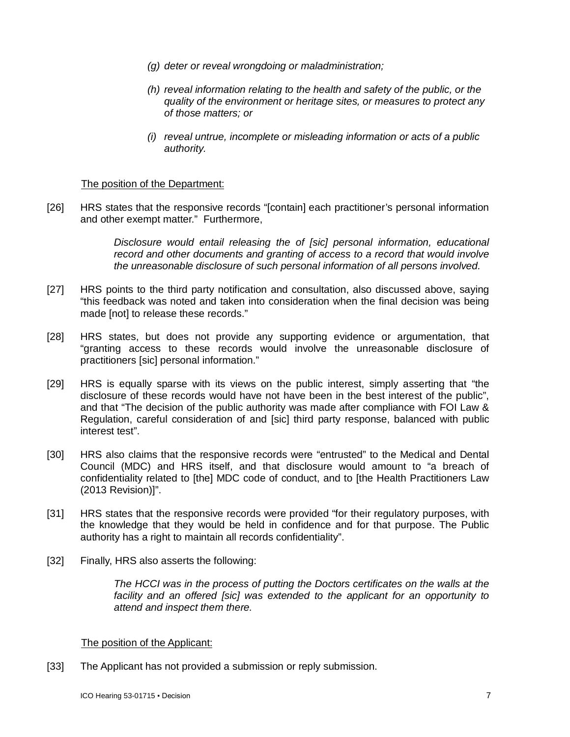> *(g) deter or reveal wrongdoing or maladministration;*
>
> *(h) reveal information relating to the health and safety of the public, or the quality of the environment or heritage sites, or measures to protect any of those matters; or*
>
> *(i) reveal untrue, incomplete or misleading information or acts of a public authority.*

The position of the Department:

[26] HRS states that the responsive records "[contain] each practitioner's personal information and other exempt matter." Furthermore,

> *Disclosure would entail releasing the of [sic] personal information, educational record and other documents and granting of access to a record that would involve the unreasonable disclosure of such personal information of all persons involved.*

[27] HRS points to the third party notification and consultation, also discussed above, saying "this feedback was noted and taken into consideration when the final decision was being made [not] to release these records."

[28] HRS states, but does not provide any supporting evidence or argumentation, that "granting access to these records would involve the unreasonable disclosure of practitioners [sic] personal information."

[29] HRS is equally sparse with its views on the public interest, simply asserting that "the disclosure of these records would have not have been in the best interest of the public", and that "The decision of the public authority was made after compliance with FOI Law & Regulation, careful consideration of and [sic] third party response, balanced with public interest test".

[30] HRS also claims that the responsive records were "entrusted" to the Medical and Dental Council (MDC) and HRS itself, and that disclosure would amount to "a breach of confidentiality related to [the] MDC code of conduct, and to [the Health Practitioners Law (2013 Revision)]".

[31] HRS states that the responsive records were provided "for their regulatory purposes, with the knowledge that they would be held in confidence and for that purpose. The Public authority has a right to maintain all records confidentiality".

[32] Finally, HRS also asserts the following:

> *The HCCI was in the process of putting the Doctors certificates on the walls at the facility and an offered [sic] was extended to the applicant for an opportunity to attend and inspect them there.*

The position of the Applicant:

[33] The Applicant has not provided a submission or reply submission.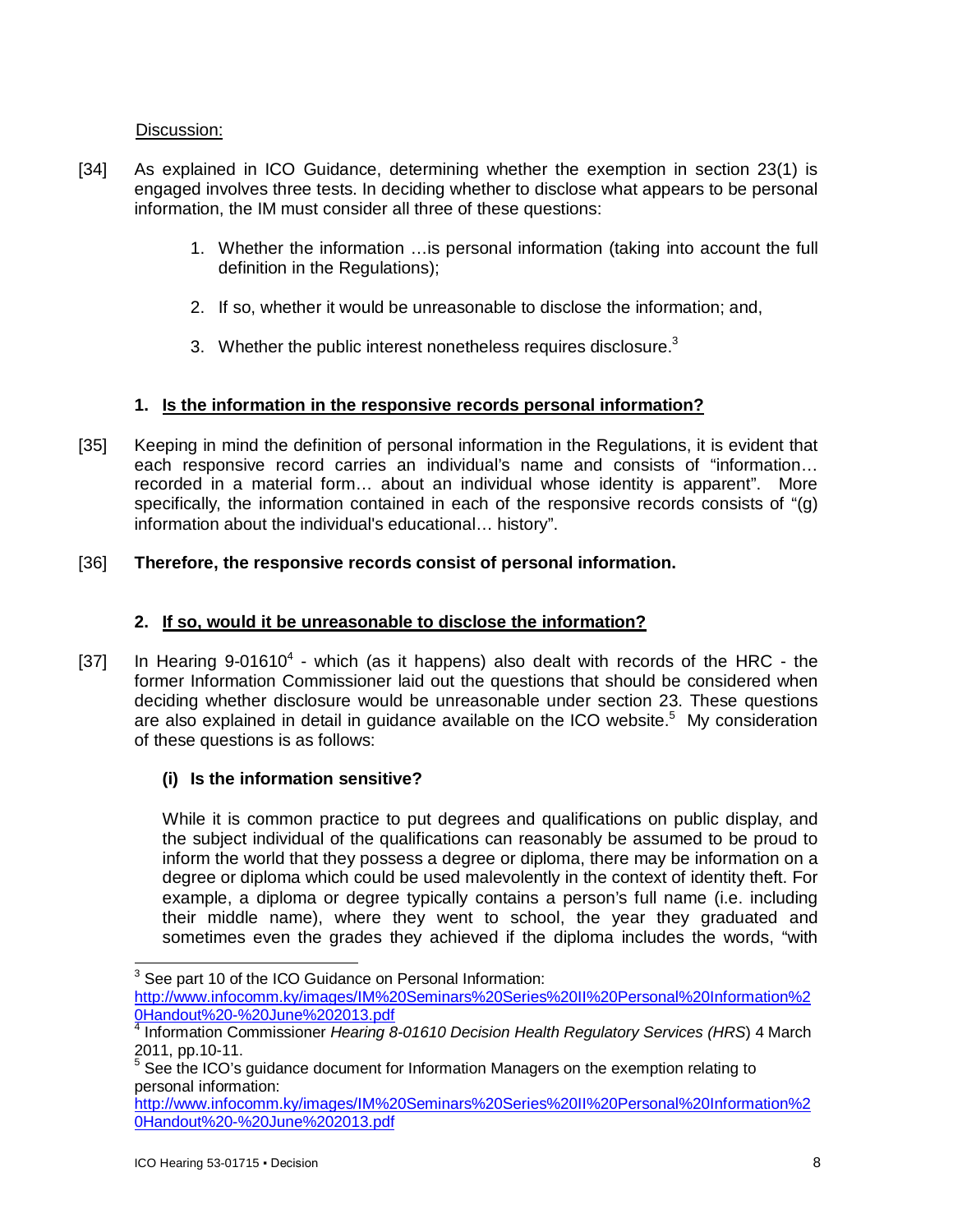Discussion:

[34] As explained in ICO Guidance, determining whether the exemption in section 23(1) is engaged involves three tests. In deciding whether to disclose what appears to be personal information, the IM must consider all three of these questions:

1. Whether the information …is personal information (taking into account the full definition in the Regulations);
2. If so, whether it would be unreasonable to disclose the information; and,
3. Whether the public interest nonetheless requires disclosure.[3]

### 1. Is the information in the responsive records personal information?

[35] Keeping in mind the definition of personal information in the Regulations, it is evident that each responsive record carries an individual's name and consists of "information… recorded in a material form… about an individual whose identity is apparent". More specifically, the information contained in each of the responsive records consists of "(g) information about the individual's educational… history".

[36] **Therefore, the responsive records consist of personal information.**

### 2. If so, would it be unreasonable to disclose the information?

[37] In Hearing 9-01610[4] - which (as it happens) also dealt with records of the HRC - the former Information Commissioner laid out the questions that should be considered when deciding whether disclosure would be unreasonable under section 23. These questions are also explained in detail in guidance available on the ICO website.[5] My consideration of these questions is as follows:

#### (i) Is the information sensitive?

While it is common practice to put degrees and qualifications on public display, and the subject individual of the qualifications can reasonably be assumed to be proud to inform the world that they possess a degree or diploma, there may be information on a degree or diploma which could be used malevolently in the context of identity theft. For example, a diploma or degree typically contains a person's full name (i.e. including their middle name), where they went to school, the year they graduated and sometimes even the grades they achieved if the diploma includes the words, "with

---

[3] See part 10 of the ICO Guidance on Personal Information: http://www.infocomm.ky/images/IM%20Seminars%20Series%20II%20Personal%20Information%20Handout%20-%20June%202013.pdf

[4] Information Commissioner *Hearing 8-01610 Decision Health Regulatory Services (HRS*) 4 March 2011, pp.10-11.

[5] See the ICO's guidance document for Information Managers on the exemption relating to personal information: http://www.infocomm.ky/images/IM%20Seminars%20Series%20II%20Personal%20Information%20Handout%20-%20June%202013.pdf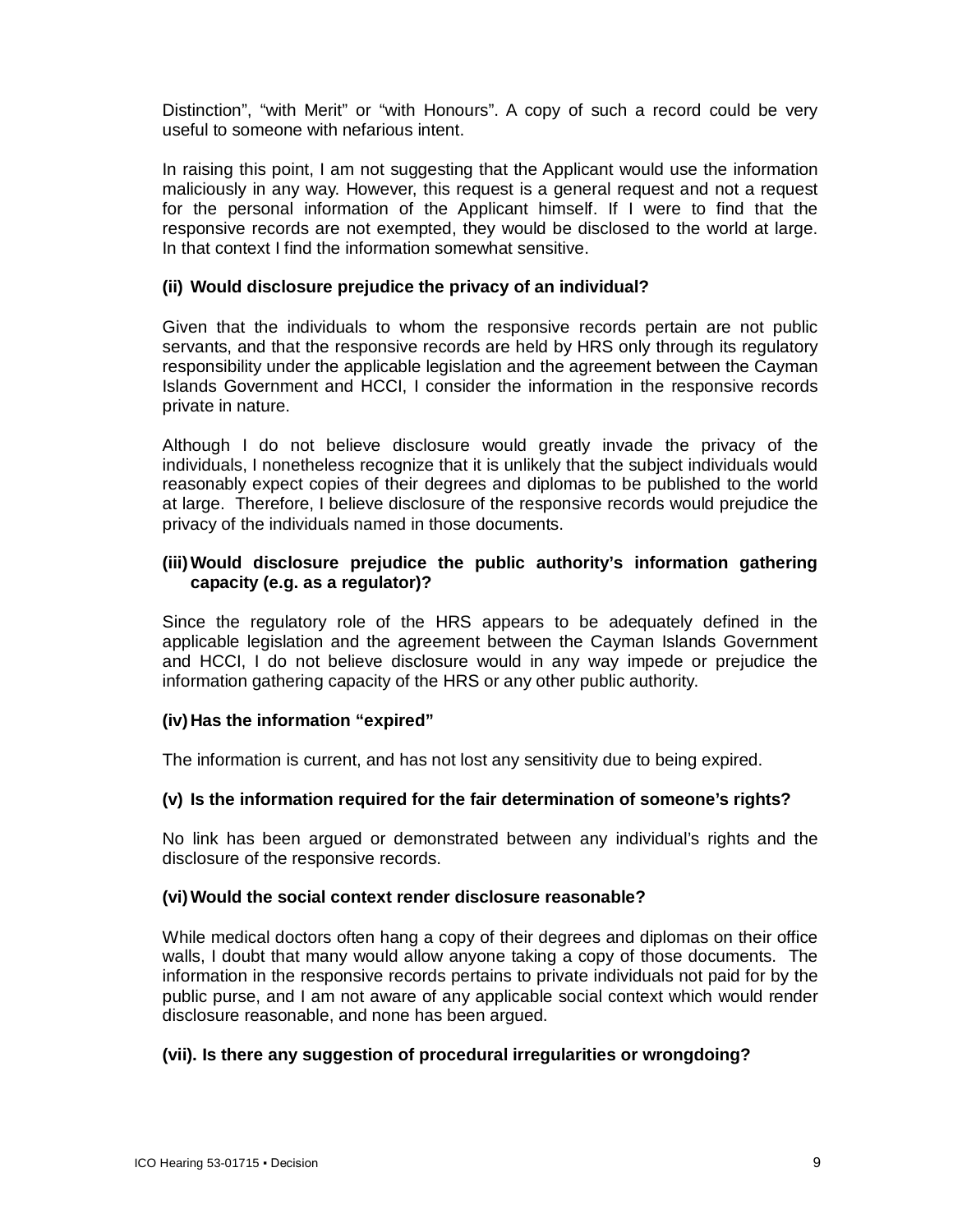Distinction", "with Merit" or "with Honours". A copy of such a record could be very useful to someone with nefarious intent.

In raising this point, I am not suggesting that the Applicant would use the information maliciously in any way. However, this request is a general request and not a request for the personal information of the Applicant himself. If I were to find that the responsive records are not exempted, they would be disclosed to the world at large. In that context I find the information somewhat sensitive.

**(ii) Would disclosure prejudice the privacy of an individual?**

Given that the individuals to whom the responsive records pertain are not public servants, and that the responsive records are held by HRS only through its regulatory responsibility under the applicable legislation and the agreement between the Cayman Islands Government and HCCI, I consider the information in the responsive records private in nature.

Although I do not believe disclosure would greatly invade the privacy of the individuals, I nonetheless recognize that it is unlikely that the subject individuals would reasonably expect copies of their degrees and diplomas to be published to the world at large. Therefore, I believe disclosure of the responsive records would prejudice the privacy of the individuals named in those documents.

**(iii) Would disclosure prejudice the public authority's information gathering capacity (e.g. as a regulator)?**

Since the regulatory role of the HRS appears to be adequately defined in the applicable legislation and the agreement between the Cayman Islands Government and HCCI, I do not believe disclosure would in any way impede or prejudice the information gathering capacity of the HRS or any other public authority.

**(iv) Has the information "expired"**

The information is current, and has not lost any sensitivity due to being expired.

**(v) Is the information required for the fair determination of someone's rights?**

No link has been argued or demonstrated between any individual's rights and the disclosure of the responsive records.

**(vi) Would the social context render disclosure reasonable?**

While medical doctors often hang a copy of their degrees and diplomas on their office walls, I doubt that many would allow anyone taking a copy of those documents. The information in the responsive records pertains to private individuals not paid for by the public purse, and I am not aware of any applicable social context which would render disclosure reasonable, and none has been argued.

**(vii). Is there any suggestion of procedural irregularities or wrongdoing?**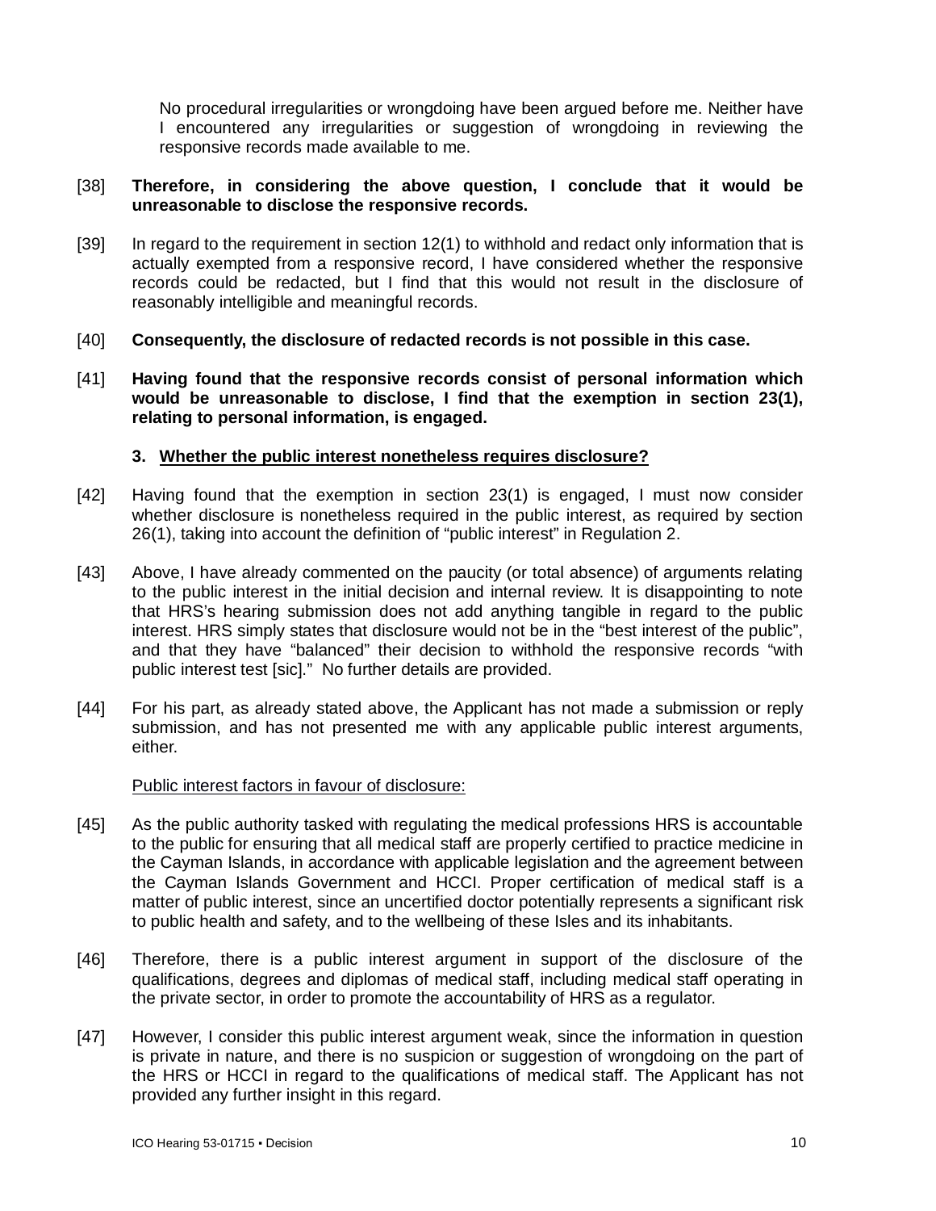No procedural irregularities or wrongdoing have been argued before me. Neither have I encountered any irregularities or suggestion of wrongdoing in reviewing the responsive records made available to me.

[38] **Therefore, in considering the above question, I conclude that it would be unreasonable to disclose the responsive records.**

[39] In regard to the requirement in section 12(1) to withhold and redact only information that is actually exempted from a responsive record, I have considered whether the responsive records could be redacted, but I find that this would not result in the disclosure of reasonably intelligible and meaningful records.

[40] **Consequently, the disclosure of redacted records is not possible in this case.**

[41] **Having found that the responsive records consist of personal information which would be unreasonable to disclose, I find that the exemption in section 23(1), relating to personal information, is engaged.**

### 3. Whether the public interest nonetheless requires disclosure?

[42] Having found that the exemption in section 23(1) is engaged, I must now consider whether disclosure is nonetheless required in the public interest, as required by section 26(1), taking into account the definition of "public interest" in Regulation 2.

[43] Above, I have already commented on the paucity (or total absence) of arguments relating to the public interest in the initial decision and internal review. It is disappointing to note that HRS's hearing submission does not add anything tangible in regard to the public interest. HRS simply states that disclosure would not be in the "best interest of the public", and that they have "balanced" their decision to withhold the responsive records "with public interest test [sic]." No further details are provided.

[44] For his part, as already stated above, the Applicant has not made a submission or reply submission, and has not presented me with any applicable public interest arguments, either.

Public interest factors in favour of disclosure:

[45] As the public authority tasked with regulating the medical professions HRS is accountable to the public for ensuring that all medical staff are properly certified to practice medicine in the Cayman Islands, in accordance with applicable legislation and the agreement between the Cayman Islands Government and HCCI. Proper certification of medical staff is a matter of public interest, since an uncertified doctor potentially represents a significant risk to public health and safety, and to the wellbeing of these Isles and its inhabitants.

[46] Therefore, there is a public interest argument in support of the disclosure of the qualifications, degrees and diplomas of medical staff, including medical staff operating in the private sector, in order to promote the accountability of HRS as a regulator.

[47] However, I consider this public interest argument weak, since the information in question is private in nature, and there is no suspicion or suggestion of wrongdoing on the part of the HRS or HCCI in regard to the qualifications of medical staff. The Applicant has not provided any further insight in this regard.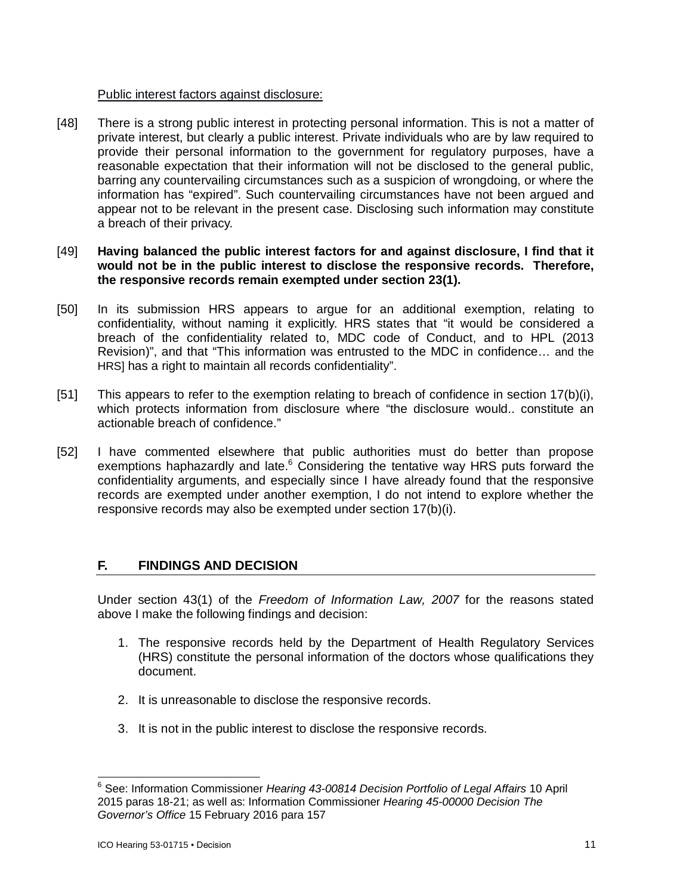Public interest factors against disclosure:

[48] There is a strong public interest in protecting personal information. This is not a matter of private interest, but clearly a public interest. Private individuals who are by law required to provide their personal information to the government for regulatory purposes, have a reasonable expectation that their information will not be disclosed to the general public, barring any countervailing circumstances such as a suspicion of wrongdoing, or where the information has "expired". Such countervailing circumstances have not been argued and appear not to be relevant in the present case. Disclosing such information may constitute a breach of their privacy.

[49] **Having balanced the public interest factors for and against disclosure, I find that it would not be in the public interest to disclose the responsive records. Therefore, the responsive records remain exempted under section 23(1).**

[50] In its submission HRS appears to argue for an additional exemption, relating to confidentiality, without naming it explicitly. HRS states that "it would be considered a breach of the confidentiality related to, MDC code of Conduct, and to HPL (2013 Revision)", and that "This information was entrusted to the MDC in confidence… and the HRS] has a right to maintain all records confidentiality".

[51] This appears to refer to the exemption relating to breach of confidence in section 17(b)(i), which protects information from disclosure where "the disclosure would.. constitute an actionable breach of confidence."

[52] I have commented elsewhere that public authorities must do better than propose exemptions haphazardly and late.[6] Considering the tentative way HRS puts forward the confidentiality arguments, and especially since I have already found that the responsive records are exempted under another exemption, I do not intend to explore whether the responsive records may also be exempted under section 17(b)(i).

## F. FINDINGS AND DECISION

Under section 43(1) of the *Freedom of Information Law, 2007* for the reasons stated above I make the following findings and decision:

1. The responsive records held by the Department of Health Regulatory Services (HRS) constitute the personal information of the doctors whose qualifications they document.

2. It is unreasonable to disclose the responsive records.

3. It is not in the public interest to disclose the responsive records.

---

[6] See: Information Commissioner *Hearing 43-00814 Decision Portfolio of Legal Affairs* 10 April 2015 paras 18-21; as well as: Information Commissioner *Hearing 45-00000 Decision The Governor's Office* 15 February 2016 para 157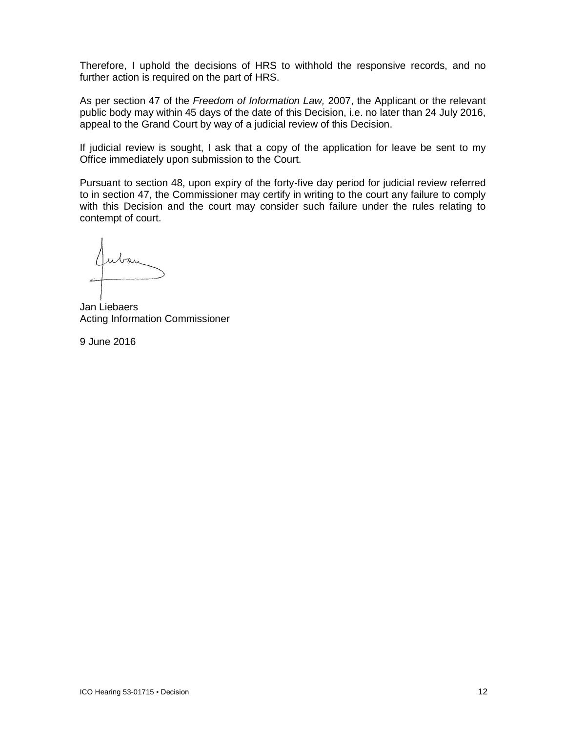Therefore, I uphold the decisions of HRS to withhold the responsive records, and no further action is required on the part of HRS.

As per section 47 of the *Freedom of Information Law,* 2007, the Applicant or the relevant public body may within 45 days of the date of this Decision, i.e. no later than 24 July 2016, appeal to the Grand Court by way of a judicial review of this Decision.

If judicial review is sought, I ask that a copy of the application for leave be sent to my Office immediately upon submission to the Court.

Pursuant to section 48, upon expiry of the forty-five day period for judicial review referred to in section 47, the Commissioner may certify in writing to the court any failure to comply with this Decision and the court may consider such failure under the rules relating to contempt of court.

Jan Liebaers
Acting Information Commissioner

9 June 2016